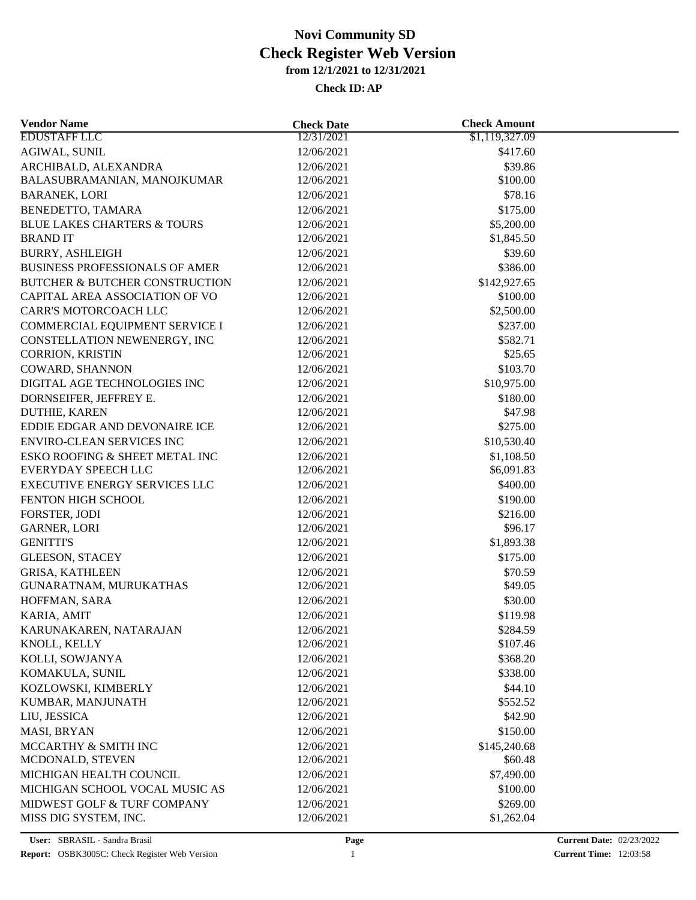# Novi Community SD
# Check Register Web Version
### from 12/1/2021 to 12/31/2021
### Check ID: AP

| Vendor Name | Check Date | Check Amount |
|---|---|---|
| EDUSTAFF LLC | 12/31/2021 | $1,119,327.09 |
| AGIWAL, SUNIL | 12/06/2021 | $417.60 |
| ARCHIBALD, ALEXANDRA | 12/06/2021 | $39.86 |
| BALASUBRAMANIAN, MANOJKUMAR | 12/06/2021 | $100.00 |
| BARANEK, LORI | 12/06/2021 | $78.16 |
| BENEDETTO, TAMARA | 12/06/2021 | $175.00 |
| BLUE LAKES CHARTERS & TOURS | 12/06/2021 | $5,200.00 |
| BRAND IT | 12/06/2021 | $1,845.50 |
| BURRY, ASHLEIGH | 12/06/2021 | $39.60 |
| BUSINESS PROFESSIONALS OF AMER | 12/06/2021 | $386.00 |
| BUTCHER & BUTCHER CONSTRUCTION | 12/06/2021 | $142,927.65 |
| CAPITAL AREA ASSOCIATION OF VO | 12/06/2021 | $100.00 |
| CARR'S MOTORCOACH LLC | 12/06/2021 | $2,500.00 |
| COMMERCIAL EQUIPMENT SERVICE I | 12/06/2021 | $237.00 |
| CONSTELLATION NEWENERGY, INC | 12/06/2021 | $582.71 |
| CORRION, KRISTIN | 12/06/2021 | $25.65 |
| COWARD, SHANNON | 12/06/2021 | $103.70 |
| DIGITAL AGE TECHNOLOGIES INC | 12/06/2021 | $10,975.00 |
| DORNSEIFER, JEFFREY E. | 12/06/2021 | $180.00 |
| DUTHIE, KAREN | 12/06/2021 | $47.98 |
| EDDIE EDGAR AND DEVONAIRE ICE | 12/06/2021 | $275.00 |
| ENVIRO-CLEAN SERVICES INC | 12/06/2021 | $10,530.40 |
| ESKO ROOFING & SHEET METAL INC | 12/06/2021 | $1,108.50 |
| EVERYDAY SPEECH LLC | 12/06/2021 | $6,091.83 |
| EXECUTIVE ENERGY SERVICES LLC | 12/06/2021 | $400.00 |
| FENTON HIGH SCHOOL | 12/06/2021 | $190.00 |
| FORSTER, JODI | 12/06/2021 | $216.00 |
| GARNER, LORI | 12/06/2021 | $96.17 |
| GENITTI'S | 12/06/2021 | $1,893.38 |
| GLEESON, STACEY | 12/06/2021 | $175.00 |
| GRISA, KATHLEEN | 12/06/2021 | $70.59 |
| GUNARATNAM, MURUKATHAS | 12/06/2021 | $49.05 |
| HOFFMAN, SARA | 12/06/2021 | $30.00 |
| KARIA, AMIT | 12/06/2021 | $119.98 |
| KARUNAKAREN, NATARAJAN | 12/06/2021 | $284.59 |
| KNOLL, KELLY | 12/06/2021 | $107.46 |
| KOLLI, SOWJANYA | 12/06/2021 | $368.20 |
| KOMAKULA, SUNIL | 12/06/2021 | $338.00 |
| KOZLOWSKI, KIMBERLY | 12/06/2021 | $44.10 |
| KUMBAR, MANJUNATH | 12/06/2021 | $552.52 |
| LIU, JESSICA | 12/06/2021 | $42.90 |
| MASI, BRYAN | 12/06/2021 | $150.00 |
| MCCARTHY & SMITH INC | 12/06/2021 | $145,240.68 |
| MCDONALD, STEVEN | 12/06/2021 | $60.48 |
| MICHIGAN HEALTH COUNCIL | 12/06/2021 | $7,490.00 |
| MICHIGAN SCHOOL VOCAL MUSIC AS | 12/06/2021 | $100.00 |
| MIDWEST GOLF & TURF COMPANY | 12/06/2021 | $269.00 |
| MISS DIG SYSTEM, INC. | 12/06/2021 | $1,262.04 |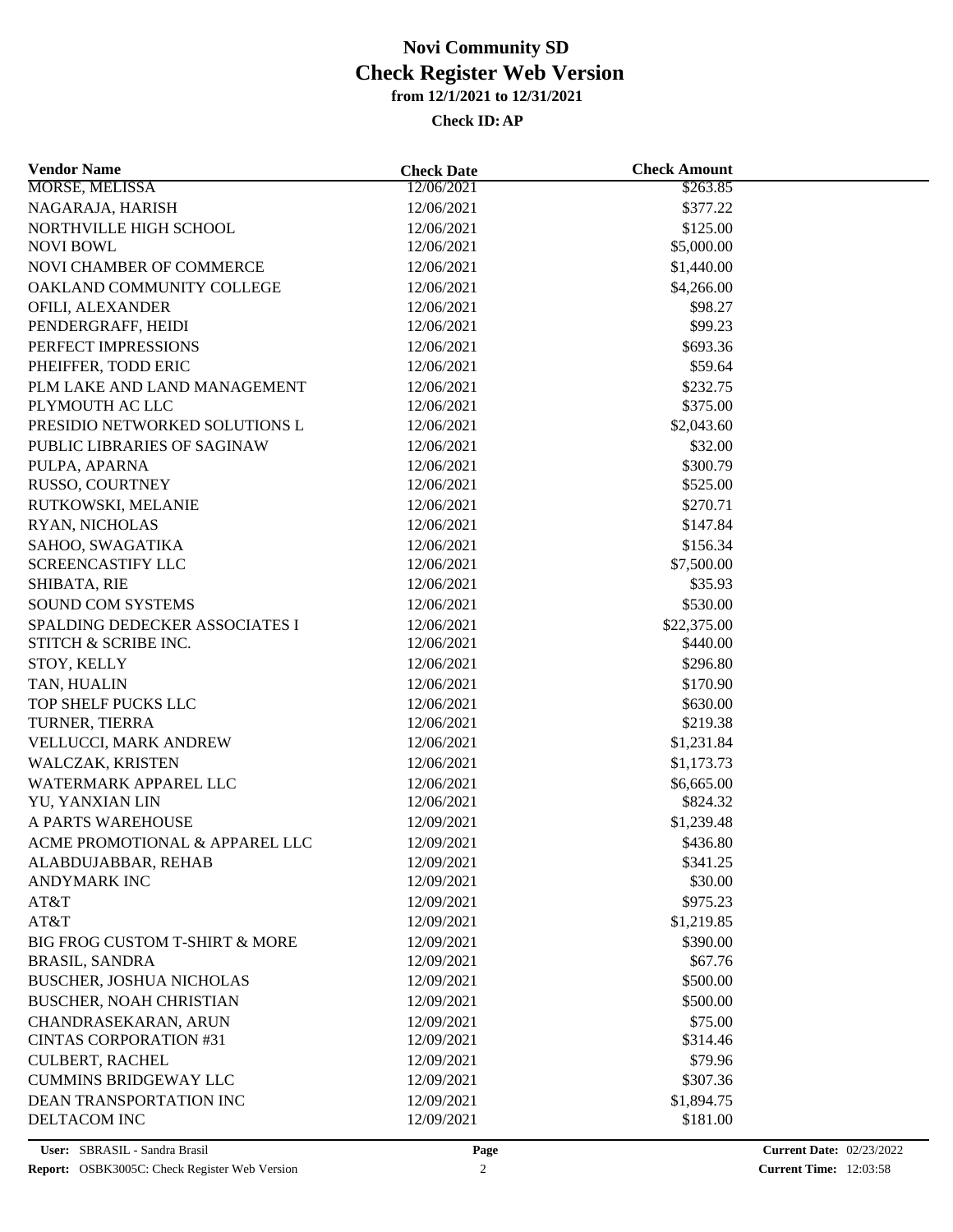# Novi Community SD
## Check Register Web Version
### from 12/1/2021 to 12/31/2021
#### Check ID: AP

| Vendor Name | Check Date | Check Amount |
|---|---|---|
| MORSE, MELISSA | 12/06/2021 | $263.85 |
| NAGARAJA, HARISH | 12/06/2021 | $377.22 |
| NORTHVILLE HIGH SCHOOL | 12/06/2021 | $125.00 |
| NOVI BOWL | 12/06/2021 | $5,000.00 |
| NOVI CHAMBER OF COMMERCE | 12/06/2021 | $1,440.00 |
| OAKLAND COMMUNITY COLLEGE | 12/06/2021 | $4,266.00 |
| OFILI, ALEXANDER | 12/06/2021 | $98.27 |
| PENDERGRAFF, HEIDI | 12/06/2021 | $99.23 |
| PERFECT IMPRESSIONS | 12/06/2021 | $693.36 |
| PHEIFFER, TODD ERIC | 12/06/2021 | $59.64 |
| PLM LAKE AND LAND MANAGEMENT | 12/06/2021 | $232.75 |
| PLYMOUTH AC LLC | 12/06/2021 | $375.00 |
| PRESIDIO NETWORKED SOLUTIONS L | 12/06/2021 | $2,043.60 |
| PUBLIC LIBRARIES OF SAGINAW | 12/06/2021 | $32.00 |
| PULPA, APARNA | 12/06/2021 | $300.79 |
| RUSSO, COURTNEY | 12/06/2021 | $525.00 |
| RUTKOWSKI, MELANIE | 12/06/2021 | $270.71 |
| RYAN, NICHOLAS | 12/06/2021 | $147.84 |
| SAHOO, SWAGATIKA | 12/06/2021 | $156.34 |
| SCREENCASTIFY LLC | 12/06/2021 | $7,500.00 |
| SHIBATA, RIE | 12/06/2021 | $35.93 |
| SOUND COM SYSTEMS | 12/06/2021 | $530.00 |
| SPALDING DEDECKER ASSOCIATES I | 12/06/2021 | $22,375.00 |
| STITCH & SCRIBE INC. | 12/06/2021 | $440.00 |
| STOY, KELLY | 12/06/2021 | $296.80 |
| TAN, HUALIN | 12/06/2021 | $170.90 |
| TOP SHELF PUCKS LLC | 12/06/2021 | $630.00 |
| TURNER, TIERRA | 12/06/2021 | $219.38 |
| VELLUCCI, MARK ANDREW | 12/06/2021 | $1,231.84 |
| WALCZAK, KRISTEN | 12/06/2021 | $1,173.73 |
| WATERMARK APPAREL LLC | 12/06/2021 | $6,665.00 |
| YU, YANXIAN LIN | 12/06/2021 | $824.32 |
| A PARTS WAREHOUSE | 12/09/2021 | $1,239.48 |
| ACME PROMOTIONAL & APPAREL LLC | 12/09/2021 | $436.80 |
| ALABDUJABBAR, REHAB | 12/09/2021 | $341.25 |
| ANDYMARK INC | 12/09/2021 | $30.00 |
| AT&T | 12/09/2021 | $975.23 |
| AT&T | 12/09/2021 | $1,219.85 |
| BIG FROG CUSTOM T-SHIRT & MORE | 12/09/2021 | $390.00 |
| BRASIL, SANDRA | 12/09/2021 | $67.76 |
| BUSCHER, JOSHUA NICHOLAS | 12/09/2021 | $500.00 |
| BUSCHER, NOAH CHRISTIAN | 12/09/2021 | $500.00 |
| CHANDRASEKARAN, ARUN | 12/09/2021 | $75.00 |
| CINTAS CORPORATION #31 | 12/09/2021 | $314.46 |
| CULBERT, RACHEL | 12/09/2021 | $79.96 |
| CUMMINS BRIDGEWAY LLC | 12/09/2021 | $307.36 |
| DEAN TRANSPORTATION INC | 12/09/2021 | $1,894.75 |
| DELTACOM INC | 12/09/2021 | $181.00 |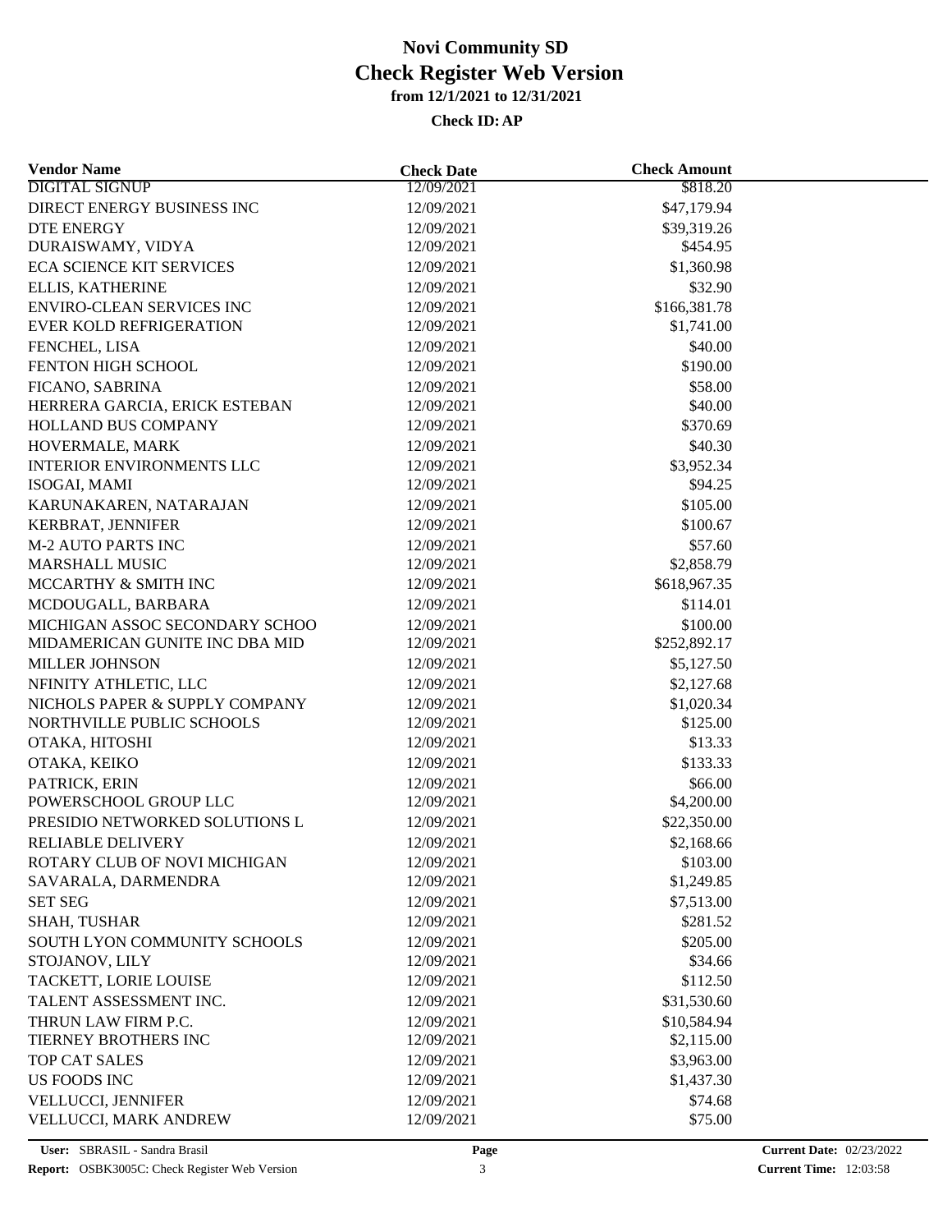# Novi Community SD
# Check Register Web Version
### from 12/1/2021 to 12/31/2021
### Check ID: AP

| Vendor Name | Check Date | Check Amount |
|---|---|---|
| DIGITAL SIGNUP | 12/09/2021 | $818.20 |
| DIRECT ENERGY BUSINESS INC | 12/09/2021 | $47,179.94 |
| DTE ENERGY | 12/09/2021 | $39,319.26 |
| DURAISWAMY, VIDYA | 12/09/2021 | $454.95 |
| ECA SCIENCE KIT SERVICES | 12/09/2021 | $1,360.98 |
| ELLIS, KATHERINE | 12/09/2021 | $32.90 |
| ENVIRO-CLEAN SERVICES INC | 12/09/2021 | $166,381.78 |
| EVER KOLD REFRIGERATION | 12/09/2021 | $1,741.00 |
| FENCHEL, LISA | 12/09/2021 | $40.00 |
| FENTON HIGH SCHOOL | 12/09/2021 | $190.00 |
| FICANO, SABRINA | 12/09/2021 | $58.00 |
| HERRERA GARCIA, ERICK ESTEBAN | 12/09/2021 | $40.00 |
| HOLLAND BUS COMPANY | 12/09/2021 | $370.69 |
| HOVERMALE, MARK | 12/09/2021 | $40.30 |
| INTERIOR ENVIRONMENTS LLC | 12/09/2021 | $3,952.34 |
| ISOGAI, MAMI | 12/09/2021 | $94.25 |
| KARUNAKAREN, NATARAJAN | 12/09/2021 | $105.00 |
| KERBRAT, JENNIFER | 12/09/2021 | $100.67 |
| M-2 AUTO PARTS INC | 12/09/2021 | $57.60 |
| MARSHALL MUSIC | 12/09/2021 | $2,858.79 |
| MCCARTHY & SMITH INC | 12/09/2021 | $618,967.35 |
| MCDOUGALL, BARBARA | 12/09/2021 | $114.01 |
| MICHIGAN ASSOC SECONDARY SCHOO | 12/09/2021 | $100.00 |
| MIDAMERICAN GUNITE INC DBA MID | 12/09/2021 | $252,892.17 |
| MILLER JOHNSON | 12/09/2021 | $5,127.50 |
| NFINITY ATHLETIC, LLC | 12/09/2021 | $2,127.68 |
| NICHOLS PAPER & SUPPLY COMPANY | 12/09/2021 | $1,020.34 |
| NORTHVILLE PUBLIC SCHOOLS | 12/09/2021 | $125.00 |
| OTAKA, HITOSHI | 12/09/2021 | $13.33 |
| OTAKA, KEIKO | 12/09/2021 | $133.33 |
| PATRICK, ERIN | 12/09/2021 | $66.00 |
| POWERSCHOOL GROUP LLC | 12/09/2021 | $4,200.00 |
| PRESIDIO NETWORKED SOLUTIONS L | 12/09/2021 | $22,350.00 |
| RELIABLE DELIVERY | 12/09/2021 | $2,168.66 |
| ROTARY CLUB OF NOVI MICHIGAN | 12/09/2021 | $103.00 |
| SAVARALA, DARMENDRA | 12/09/2021 | $1,249.85 |
| SET SEG | 12/09/2021 | $7,513.00 |
| SHAH, TUSHAR | 12/09/2021 | $281.52 |
| SOUTH LYON COMMUNITY SCHOOLS | 12/09/2021 | $205.00 |
| STOJANOV, LILY | 12/09/2021 | $34.66 |
| TACKETT, LORIE LOUISE | 12/09/2021 | $112.50 |
| TALENT ASSESSMENT INC. | 12/09/2021 | $31,530.60 |
| THRUN LAW FIRM P.C. | 12/09/2021 | $10,584.94 |
| TIERNEY BROTHERS INC | 12/09/2021 | $2,115.00 |
| TOP CAT SALES | 12/09/2021 | $3,963.00 |
| US FOODS INC | 12/09/2021 | $1,437.30 |
| VELLUCCI, JENNIFER | 12/09/2021 | $74.68 |
| VELLUCCI, MARK ANDREW | 12/09/2021 | $75.00 |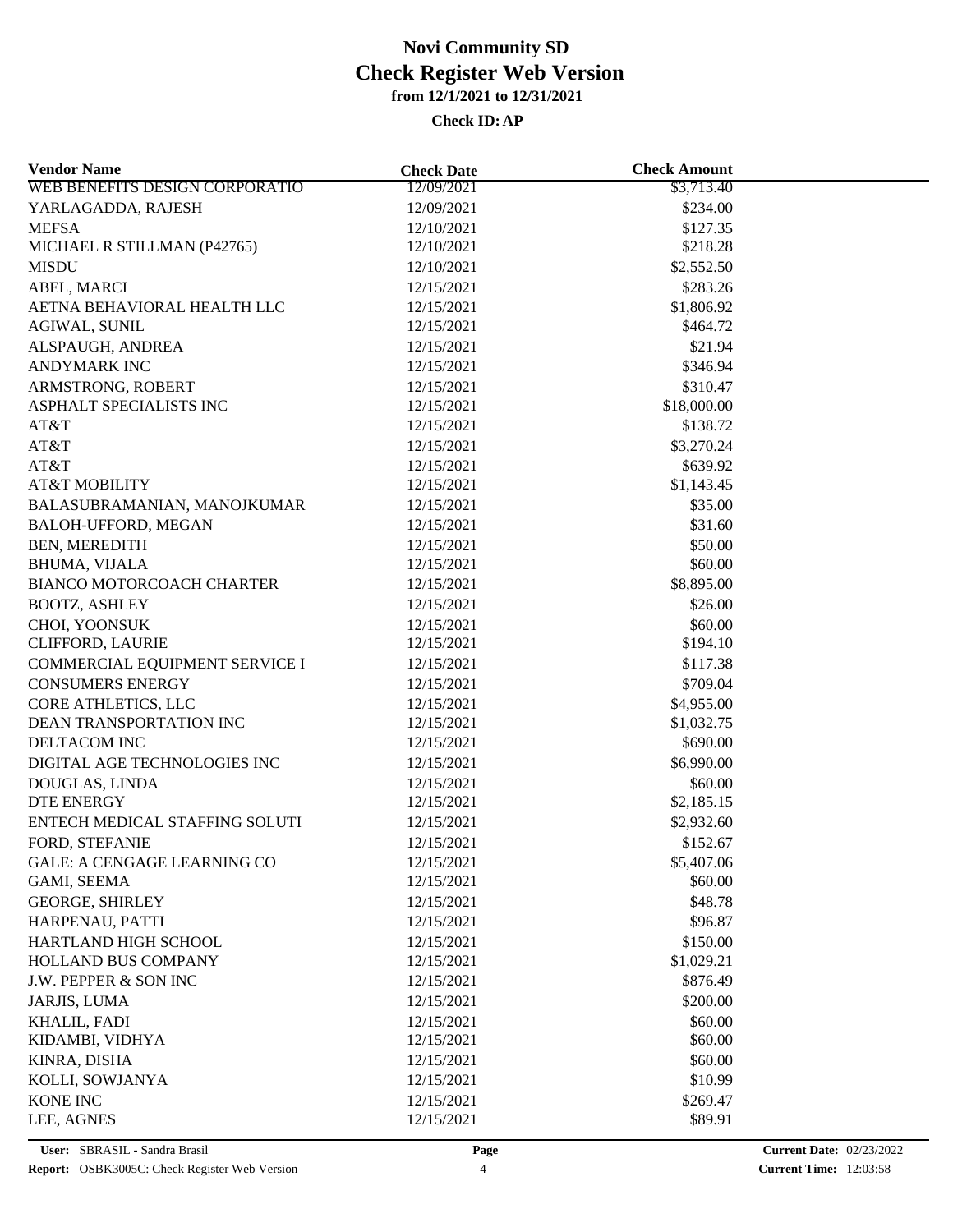# Novi Community SD
# Check Register Web Version
### from 12/1/2021 to 12/31/2021
#### Check ID: AP

| Vendor Name | Check Date | Check Amount |
|---|---|---|
| WEB BENEFITS DESIGN CORPORATIO | 12/09/2021 | $3,713.40 |
| YARLAGADDA, RAJESH | 12/09/2021 | $234.00 |
| MEFSA | 12/10/2021 | $127.35 |
| MICHAEL R STILLMAN (P42765) | 12/10/2021 | $218.28 |
| MISDU | 12/10/2021 | $2,552.50 |
| ABEL, MARCI | 12/15/2021 | $283.26 |
| AETNA BEHAVIORAL HEALTH LLC | 12/15/2021 | $1,806.92 |
| AGIWAL, SUNIL | 12/15/2021 | $464.72 |
| ALSPAUGH, ANDREA | 12/15/2021 | $21.94 |
| ANDYMARK INC | 12/15/2021 | $346.94 |
| ARMSTRONG, ROBERT | 12/15/2021 | $310.47 |
| ASPHALT SPECIALISTS INC | 12/15/2021 | $18,000.00 |
| AT&T | 12/15/2021 | $138.72 |
| AT&T | 12/15/2021 | $3,270.24 |
| AT&T | 12/15/2021 | $639.92 |
| AT&T MOBILITY | 12/15/2021 | $1,143.45 |
| BALASUBRAMANIAN, MANOJKUMAR | 12/15/2021 | $35.00 |
| BALOH-UFFORD, MEGAN | 12/15/2021 | $31.60 |
| BEN, MEREDITH | 12/15/2021 | $50.00 |
| BHUMA, VIJALA | 12/15/2021 | $60.00 |
| BIANCO MOTORCOACH CHARTER | 12/15/2021 | $8,895.00 |
| BOOTZ, ASHLEY | 12/15/2021 | $26.00 |
| CHOI, YOONSUK | 12/15/2021 | $60.00 |
| CLIFFORD, LAURIE | 12/15/2021 | $194.10 |
| COMMERCIAL EQUIPMENT SERVICE I | 12/15/2021 | $117.38 |
| CONSUMERS ENERGY | 12/15/2021 | $709.04 |
| CORE ATHLETICS, LLC | 12/15/2021 | $4,955.00 |
| DEAN TRANSPORTATION INC | 12/15/2021 | $1,032.75 |
| DELTACOM INC | 12/15/2021 | $690.00 |
| DIGITAL AGE TECHNOLOGIES INC | 12/15/2021 | $6,990.00 |
| DOUGLAS, LINDA | 12/15/2021 | $60.00 |
| DTE ENERGY | 12/15/2021 | $2,185.15 |
| ENTECH MEDICAL STAFFING SOLUTI | 12/15/2021 | $2,932.60 |
| FORD, STEFANIE | 12/15/2021 | $152.67 |
| GALE: A CENGAGE LEARNING CO | 12/15/2021 | $5,407.06 |
| GAMI, SEEMA | 12/15/2021 | $60.00 |
| GEORGE, SHIRLEY | 12/15/2021 | $48.78 |
| HARPENAU, PATTI | 12/15/2021 | $96.87 |
| HARTLAND HIGH SCHOOL | 12/15/2021 | $150.00 |
| HOLLAND BUS COMPANY | 12/15/2021 | $1,029.21 |
| J.W. PEPPER & SON INC | 12/15/2021 | $876.49 |
| JARJIS, LUMA | 12/15/2021 | $200.00 |
| KHALIL, FADI | 12/15/2021 | $60.00 |
| KIDAMBI, VIDHYA | 12/15/2021 | $60.00 |
| KINRA, DISHA | 12/15/2021 | $60.00 |
| KOLLI, SOWJANYA | 12/15/2021 | $10.99 |
| KONE INC | 12/15/2021 | $269.47 |
| LEE, AGNES | 12/15/2021 | $89.91 |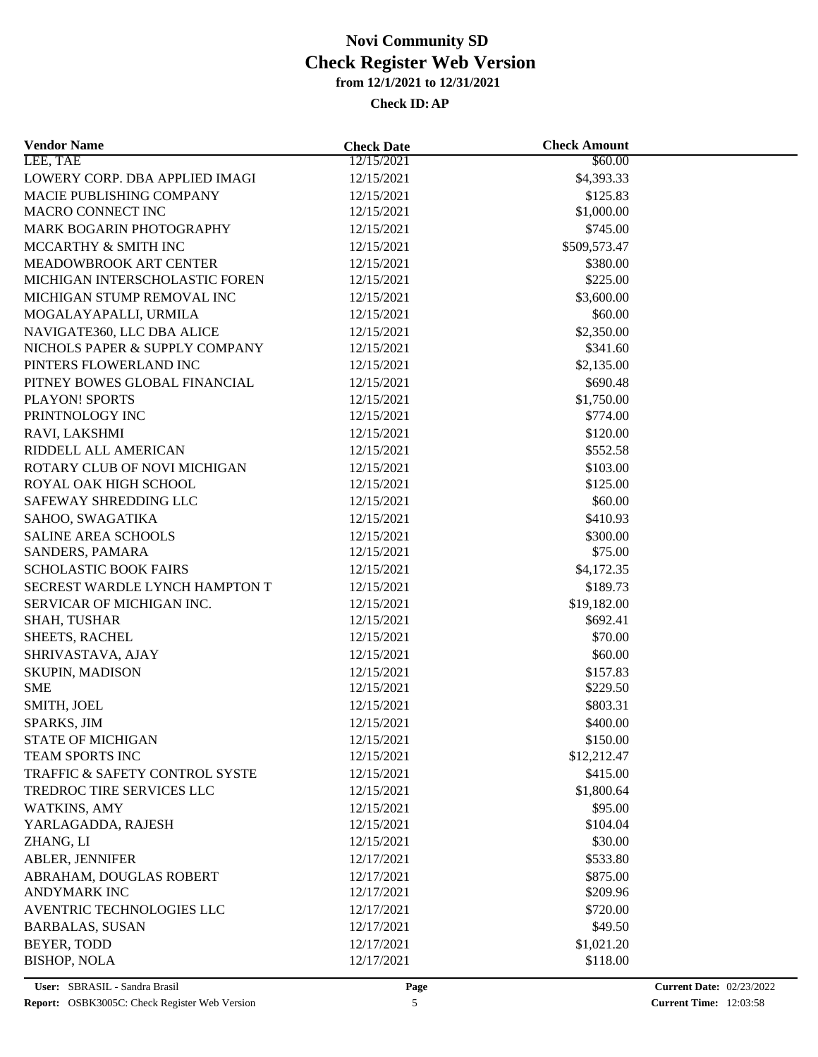# Novi Community SD
# Check Register Web Version
### from 12/1/2021 to 12/31/2021
### Check ID: AP

| Vendor Name | Check Date | Check Amount |
|---|---|---|
| LEE, TAE | 12/15/2021 | $60.00 |
| LOWERY CORP. DBA APPLIED IMAGI | 12/15/2021 | $4,393.33 |
| MACIE PUBLISHING COMPANY | 12/15/2021 | $125.83 |
| MACRO CONNECT INC | 12/15/2021 | $1,000.00 |
| MARK BOGARIN PHOTOGRAPHY | 12/15/2021 | $745.00 |
| MCCARTHY & SMITH INC | 12/15/2021 | $509,573.47 |
| MEADOWBROOK ART CENTER | 12/15/2021 | $380.00 |
| MICHIGAN INTERSCHOLASTIC FOREN | 12/15/2021 | $225.00 |
| MICHIGAN STUMP REMOVAL INC | 12/15/2021 | $3,600.00 |
| MOGALAYAPALLI, URMILA | 12/15/2021 | $60.00 |
| NAVIGATE360, LLC DBA ALICE | 12/15/2021 | $2,350.00 |
| NICHOLS PAPER & SUPPLY COMPANY | 12/15/2021 | $341.60 |
| PINTERS FLOWERLAND INC | 12/15/2021 | $2,135.00 |
| PITNEY BOWES GLOBAL FINANCIAL | 12/15/2021 | $690.48 |
| PLAYON! SPORTS | 12/15/2021 | $1,750.00 |
| PRINTNOLOGY INC | 12/15/2021 | $774.00 |
| RAVI, LAKSHMI | 12/15/2021 | $120.00 |
| RIDDELL ALL AMERICAN | 12/15/2021 | $552.58 |
| ROTARY CLUB OF NOVI MICHIGAN | 12/15/2021 | $103.00 |
| ROYAL OAK HIGH SCHOOL | 12/15/2021 | $125.00 |
| SAFEWAY SHREDDING LLC | 12/15/2021 | $60.00 |
| SAHOO, SWAGATIKA | 12/15/2021 | $410.93 |
| SALINE AREA SCHOOLS | 12/15/2021 | $300.00 |
| SANDERS, PAMARA | 12/15/2021 | $75.00 |
| SCHOLASTIC BOOK FAIRS | 12/15/2021 | $4,172.35 |
| SECREST WARDLE LYNCH HAMPTON T | 12/15/2021 | $189.73 |
| SERVICAR OF MICHIGAN INC. | 12/15/2021 | $19,182.00 |
| SHAH, TUSHAR | 12/15/2021 | $692.41 |
| SHEETS, RACHEL | 12/15/2021 | $70.00 |
| SHRIVASTAVA, AJAY | 12/15/2021 | $60.00 |
| SKUPIN, MADISON | 12/15/2021 | $157.83 |
| SME | 12/15/2021 | $229.50 |
| SMITH, JOEL | 12/15/2021 | $803.31 |
| SPARKS, JIM | 12/15/2021 | $400.00 |
| STATE OF MICHIGAN | 12/15/2021 | $150.00 |
| TEAM SPORTS INC | 12/15/2021 | $12,212.47 |
| TRAFFIC & SAFETY CONTROL SYSTE | 12/15/2021 | $415.00 |
| TREDROC TIRE SERVICES LLC | 12/15/2021 | $1,800.64 |
| WATKINS, AMY | 12/15/2021 | $95.00 |
| YARLAGADDA, RAJESH | 12/15/2021 | $104.04 |
| ZHANG, LI | 12/15/2021 | $30.00 |
| ABLER, JENNIFER | 12/17/2021 | $533.80 |
| ABRAHAM, DOUGLAS ROBERT | 12/17/2021 | $875.00 |
| ANDYMARK INC | 12/17/2021 | $209.96 |
| AVENTRIC TECHNOLOGIES LLC | 12/17/2021 | $720.00 |
| BARBALAS, SUSAN | 12/17/2021 | $49.50 |
| BEYER, TODD | 12/17/2021 | $1,021.20 |
| BISHOP, NOLA | 12/17/2021 | $118.00 |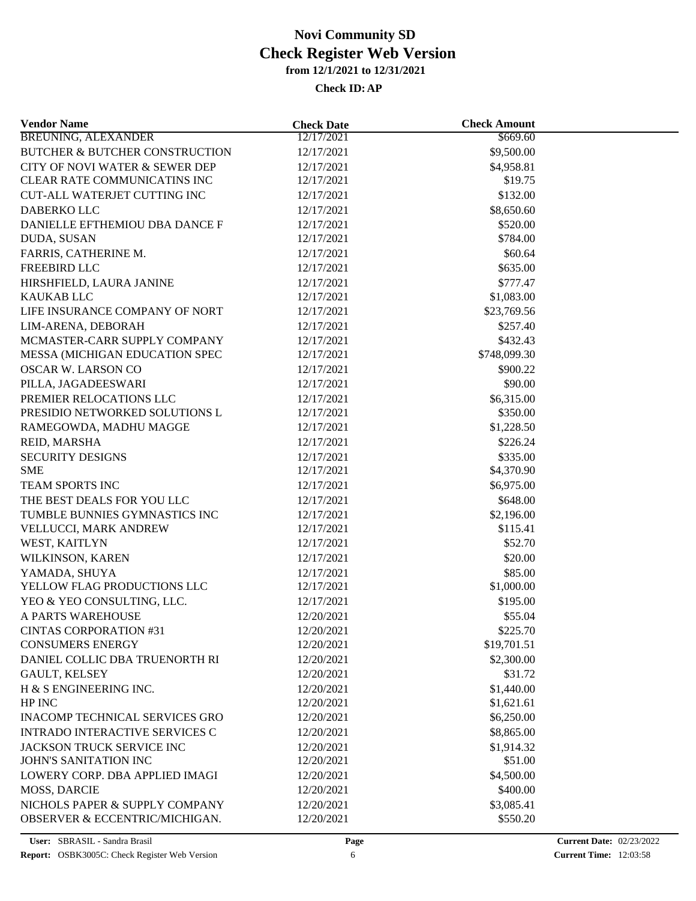# Novi Community SD
## Check Register Web Version
### from 12/1/2021 to 12/31/2021

**Check ID: AP**

| Vendor Name | Check Date | Check Amount |
|---|---|---|
| BREUNING, ALEXANDER | 12/17/2021 | $669.60 |
| BUTCHER & BUTCHER CONSTRUCTION | 12/17/2021 | $9,500.00 |
| CITY OF NOVI WATER & SEWER DEP | 12/17/2021 | $4,958.81 |
| CLEAR RATE COMMUNICATINS INC | 12/17/2021 | $19.75 |
| CUT-ALL WATERJET CUTTING INC | 12/17/2021 | $132.00 |
| DABERKO LLC | 12/17/2021 | $8,650.60 |
| DANIELLE EFTHEMIOU DBA DANCE F | 12/17/2021 | $520.00 |
| DUDA, SUSAN | 12/17/2021 | $784.00 |
| FARRIS, CATHERINE M. | 12/17/2021 | $60.64 |
| FREEBIRD LLC | 12/17/2021 | $635.00 |
| HIRSHFIELD, LAURA JANINE | 12/17/2021 | $777.47 |
| KAUKAB LLC | 12/17/2021 | $1,083.00 |
| LIFE INSURANCE COMPANY OF NORT | 12/17/2021 | $23,769.56 |
| LIM-ARENA, DEBORAH | 12/17/2021 | $257.40 |
| MCMASTER-CARR SUPPLY COMPANY | 12/17/2021 | $432.43 |
| MESSA (MICHIGAN EDUCATION SPEC | 12/17/2021 | $748,099.30 |
| OSCAR W. LARSON CO | 12/17/2021 | $900.22 |
| PILLA, JAGADEESWARI | 12/17/2021 | $90.00 |
| PREMIER RELOCATIONS LLC | 12/17/2021 | $6,315.00 |
| PRESIDIO NETWORKED SOLUTIONS L | 12/17/2021 | $350.00 |
| RAMEGOWDA, MADHU MAGGE | 12/17/2021 | $1,228.50 |
| REID, MARSHA | 12/17/2021 | $226.24 |
| SECURITY DESIGNS | 12/17/2021 | $335.00 |
| SME | 12/17/2021 | $4,370.90 |
| TEAM SPORTS INC | 12/17/2021 | $6,975.00 |
| THE BEST DEALS FOR YOU LLC | 12/17/2021 | $648.00 |
| TUMBLE BUNNIES GYMNASTICS INC | 12/17/2021 | $2,196.00 |
| VELLUCCI, MARK ANDREW | 12/17/2021 | $115.41 |
| WEST, KAITLYN | 12/17/2021 | $52.70 |
| WILKINSON, KAREN | 12/17/2021 | $20.00 |
| YAMADA, SHUYA | 12/17/2021 | $85.00 |
| YELLOW FLAG PRODUCTIONS LLC | 12/17/2021 | $1,000.00 |
| YEO & YEO CONSULTING, LLC. | 12/17/2021 | $195.00 |
| A PARTS WAREHOUSE | 12/20/2021 | $55.04 |
| CINTAS CORPORATION #31 | 12/20/2021 | $225.70 |
| CONSUMERS ENERGY | 12/20/2021 | $19,701.51 |
| DANIEL COLLIC DBA TRUENORTH RI | 12/20/2021 | $2,300.00 |
| GAULT, KELSEY | 12/20/2021 | $31.72 |
| H & S ENGINEERING INC. | 12/20/2021 | $1,440.00 |
| HP INC | 12/20/2021 | $1,621.61 |
| INACOMP TECHNICAL SERVICES GRO | 12/20/2021 | $6,250.00 |
| INTRADO INTERACTIVE SERVICES C | 12/20/2021 | $8,865.00 |
| JACKSON TRUCK SERVICE INC | 12/20/2021 | $1,914.32 |
| JOHN'S SANITATION INC | 12/20/2021 | $51.00 |
| LOWERY CORP. DBA APPLIED IMAGI | 12/20/2021 | $4,500.00 |
| MOSS, DARCIE | 12/20/2021 | $400.00 |
| NICHOLS PAPER & SUPPLY COMPANY | 12/20/2021 | $3,085.41 |
| OBSERVER & ECCENTRIC/MICHIGAN. | 12/20/2021 | $550.20 |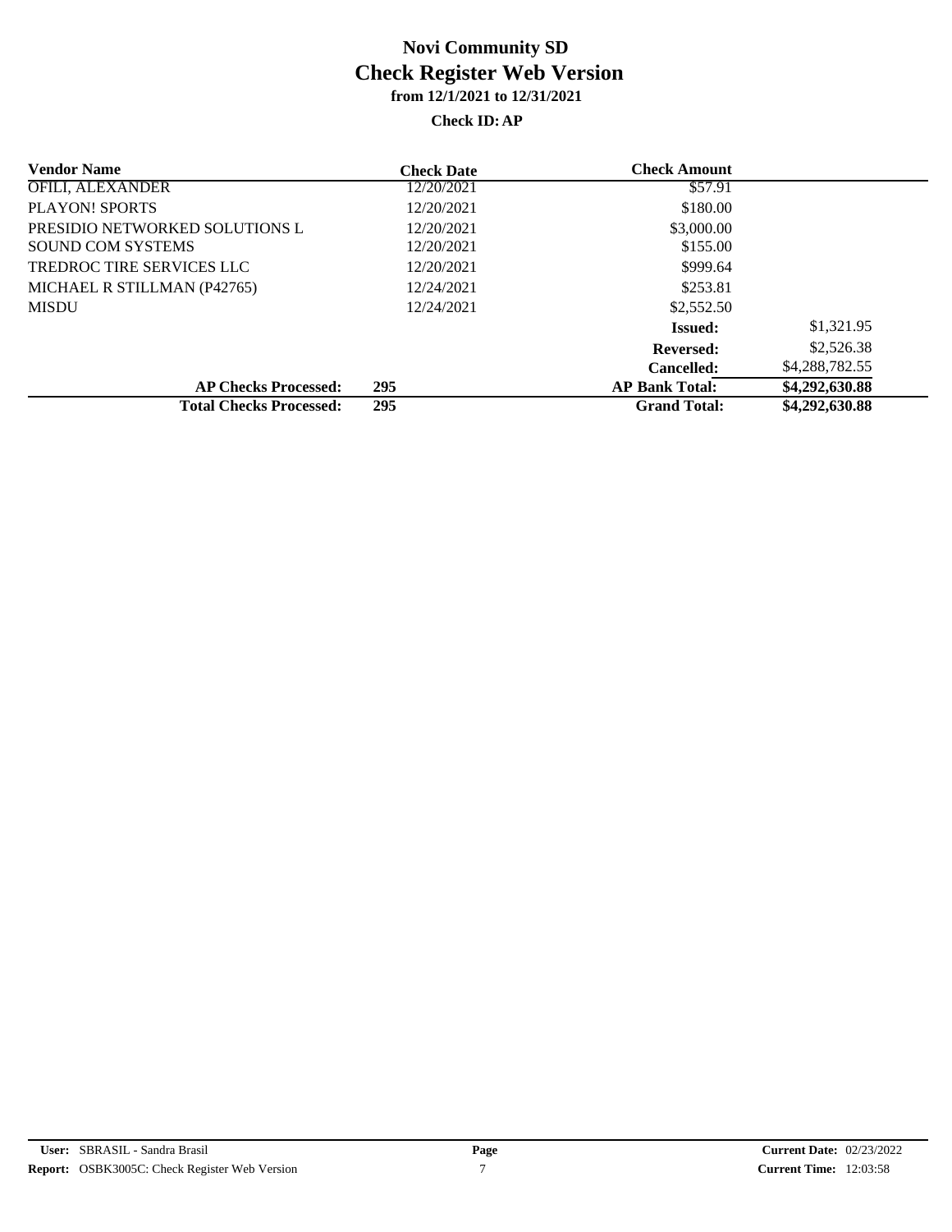# Novi Community SD
## Check Register Web Version
### from 12/1/2021 to 12/31/2021
### Check ID: AP

| Vendor Name | Check Date | Check Amount | |
|---|---|---|---|
| OFILI, ALEXANDER | 12/20/2021 | $57.91 | |
| PLAYON! SPORTS | 12/20/2021 | $180.00 | |
| PRESIDIO NETWORKED SOLUTIONS L | 12/20/2021 | $3,000.00 | |
| SOUND COM SYSTEMS | 12/20/2021 | $155.00 | |
| TREDROC TIRE SERVICES LLC | 12/20/2021 | $999.64 | |
| MICHAEL R STILLMAN (P42765) | 12/24/2021 | $253.81 | |
| MISDU | 12/24/2021 | $2,552.50 | |
| | | **Issued:** | $1,321.95 |
| | | **Reversed:** | $2,526.38 |
| | | **Cancelled:** | $4,288,782.55 |
| **AP Checks Processed:** | **295** | **AP Bank Total:** | **$4,292,630.88** |
| **Total Checks Processed:** | **295** | **Grand Total:** | **$4,292,630.88** |

**User:** SBRASIL - Sandra Brasil
**Report:** OSBK3005C: Check Register Web Version
**Current Date:** 02/23/2022
**Current Time:** 12:03:58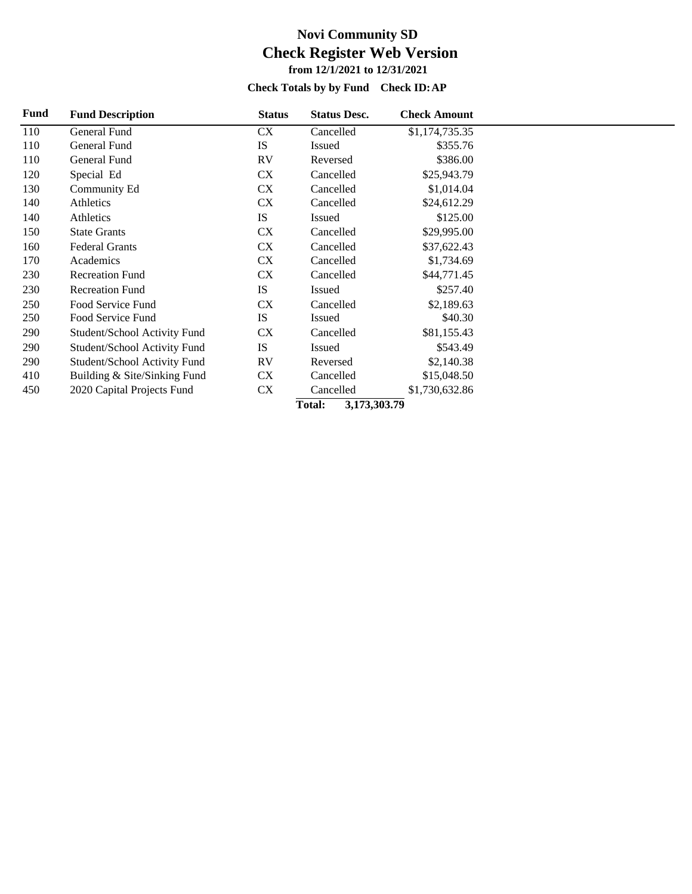# Novi Community SD

## Check Register Web Version

**from 12/1/2021 to 12/31/2021**

**Check Totals by by Fund Check ID: AP**

| Fund | Fund Description | Status | Status Desc. | Check Amount |
|---|---|---|---|---|
| 110 | General Fund | CX | Cancelled | $1,174,735.35 |
| 110 | General Fund | IS | Issued | $355.76 |
| 110 | General Fund | RV | Reversed | $386.00 |
| 120 | Special Ed | CX | Cancelled | $25,943.79 |
| 130 | Community Ed | CX | Cancelled | $1,014.04 |
| 140 | Athletics | CX | Cancelled | $24,612.29 |
| 140 | Athletics | IS | Issued | $125.00 |
| 150 | State Grants | CX | Cancelled | $29,995.00 |
| 160 | Federal Grants | CX | Cancelled | $37,622.43 |
| 170 | Academics | CX | Cancelled | $1,734.69 |
| 230 | Recreation Fund | CX | Cancelled | $44,771.45 |
| 230 | Recreation Fund | IS | Issued | $257.40 |
| 250 | Food Service Fund | CX | Cancelled | $2,189.63 |
| 250 | Food Service Fund | IS | Issued | $40.30 |
| 290 | Student/School Activity Fund | CX | Cancelled | $81,155.43 |
| 290 | Student/School Activity Fund | IS | Issued | $543.49 |
| 290 | Student/School Activity Fund | RV | Reversed | $2,140.38 |
| 410 | Building & Site/Sinking Fund | CX | Cancelled | $15,048.50 |
| 450 | 2020 Capital Projects Fund | CX | Cancelled | $1,730,632.86 |
| | | | **Total:** | **3,173,303.79** |